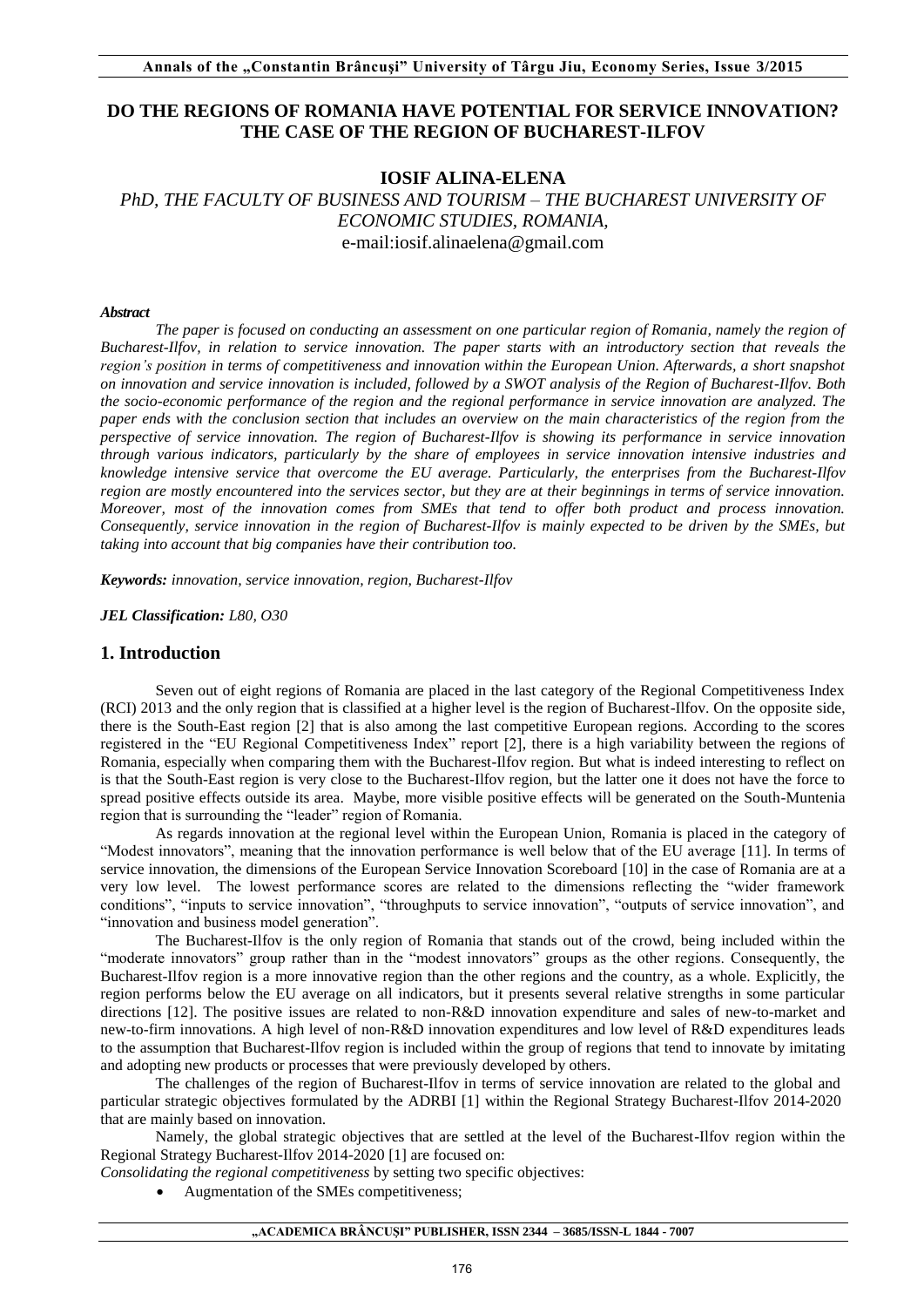# DO THE REGIONS OF ROMANIA HAVE POTENTIAL FOR SERVICE INNOVATION? THE CASE OF THE REGION OF BUCHAREST-ILFOV

**IOSIF ALINA-ELENA**

*PhD, THE FACULTY OF BUSINESS AND TOURISM – THE BUCHAREST UNIVERSITY OF ECONOMIC STUDIES, ROMANIA,*
e-mail:iosif.alinaelena@gmail.com

***Abstract***

*The paper is focused on conducting an assessment on one particular region of Romania, namely the region of Bucharest-Ilfov, in relation to service innovation. The paper starts with an introductory section that reveals the region's position in terms of competitiveness and innovation within the European Union. Afterwards, a short snapshot on innovation and service innovation is included, followed by a SWOT analysis of the Region of Bucharest-Ilfov. Both the socio-economic performance of the region and the regional performance in service innovation are analyzed. The paper ends with the conclusion section that includes an overview on the main characteristics of the region from the perspective of service innovation. The region of Bucharest-Ilfov is showing its performance in service innovation through various indicators, particularly by the share of employees in service innovation intensive industries and knowledge intensive service that overcome the EU average. Particularly, the enterprises from the Bucharest-Ilfov region are mostly encountered into the services sector, but they are at their beginnings in terms of service innovation. Moreover, most of the innovation comes from SMEs that tend to offer both product and process innovation. Consequently, service innovation in the region of Bucharest-Ilfov is mainly expected to be driven by the SMEs, but taking into account that big companies have their contribution too.*

***Keywords:*** *innovation, service innovation, region, Bucharest-Ilfov*

***JEL Classification:*** *L80, O30*

## 1. Introduction

Seven out of eight regions of Romania are placed in the last category of the Regional Competitiveness Index (RCI) 2013 and the only region that is classified at a higher level is the region of Bucharest-Ilfov. On the opposite side, there is the South-East region [2] that is also among the last competitive European regions. According to the scores registered in the "EU Regional Competitiveness Index" report [2], there is a high variability between the regions of Romania, especially when comparing them with the Bucharest-Ilfov region. But what is indeed interesting to reflect on is that the South-East region is very close to the Bucharest-Ilfov region, but the latter one it does not have the force to spread positive effects outside its area. Maybe, more visible positive effects will be generated on the South-Muntenia region that is surrounding the "leader" region of Romania.

As regards innovation at the regional level within the European Union, Romania is placed in the category of "Modest innovators", meaning that the innovation performance is well below that of the EU average [11]. In terms of service innovation, the dimensions of the European Service Innovation Scoreboard [10] in the case of Romania are at a very low level. The lowest performance scores are related to the dimensions reflecting the "wider framework conditions", "inputs to service innovation", "throughputs to service innovation", "outputs of service innovation", and "innovation and business model generation".

The Bucharest-Ilfov is the only region of Romania that stands out of the crowd, being included within the "moderate innovators" group rather than in the "modest innovators" groups as the other regions. Consequently, the Bucharest-Ilfov region is a more innovative region than the other regions and the country, as a whole. Explicitly, the region performs below the EU average on all indicators, but it presents several relative strengths in some particular directions [12]. The positive issues are related to non-R&D innovation expenditure and sales of new-to-market and new-to-firm innovations. A high level of non-R&D innovation expenditures and low level of R&D expenditures leads to the assumption that Bucharest-Ilfov region is included within the group of regions that tend to innovate by imitating and adopting new products or processes that were previously developed by others.

The challenges of the region of Bucharest-Ilfov in terms of service innovation are related to the global and particular strategic objectives formulated by the ADRBI [1] within the Regional Strategy Bucharest-Ilfov 2014-2020 that are mainly based on innovation.

Namely, the global strategic objectives that are settled at the level of the Bucharest-Ilfov region within the Regional Strategy Bucharest-Ilfov 2014-2020 [1] are focused on:

*Consolidating the regional competitiveness* by setting two specific objectives:

- Augmentation of the SMEs competitiveness;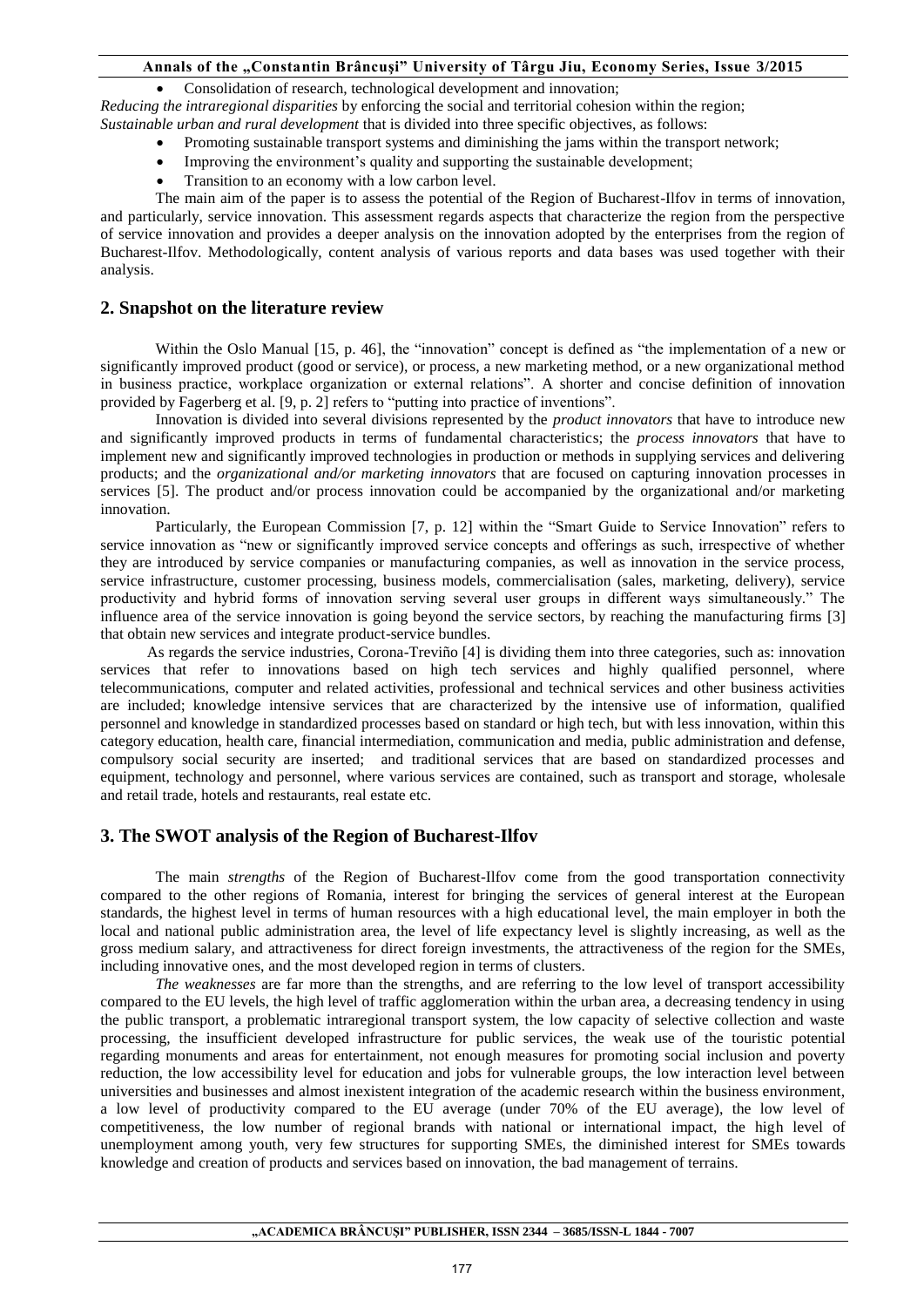- Consolidation of research, technological development and innovation;

*Reducing the intraregional disparities* by enforcing the social and territorial cohesion within the region;
*Sustainable urban and rural development* that is divided into three specific objectives, as follows:

- Promoting sustainable transport systems and diminishing the jams within the transport network;
- Improving the environment's quality and supporting the sustainable development;
- Transition to an economy with a low carbon level.

The main aim of the paper is to assess the potential of the Region of Bucharest-Ilfov in terms of innovation, and particularly, service innovation. This assessment regards aspects that characterize the region from the perspective of service innovation and provides a deeper analysis on the innovation adopted by the enterprises from the region of Bucharest-Ilfov. Methodologically, content analysis of various reports and data bases was used together with their analysis.

## 2. Snapshot on the literature review

Within the Oslo Manual [15, p. 46], the "innovation" concept is defined as "the implementation of a new or significantly improved product (good or service), or process, a new marketing method, or a new organizational method in business practice, workplace organization or external relations". A shorter and concise definition of innovation provided by Fagerberg et al. [9, p. 2] refers to "putting into practice of inventions".

Innovation is divided into several divisions represented by the *product innovators* that have to introduce new and significantly improved products in terms of fundamental characteristics; the *process innovators* that have to implement new and significantly improved technologies in production or methods in supplying services and delivering products; and the *organizational and/or marketing innovators* that are focused on capturing innovation processes in services [5]. The product and/or process innovation could be accompanied by the organizational and/or marketing innovation.

Particularly, the European Commission [7, p. 12] within the "Smart Guide to Service Innovation" refers to service innovation as "new or significantly improved service concepts and offerings as such, irrespective of whether they are introduced by service companies or manufacturing companies, as well as innovation in the service process, service infrastructure, customer processing, business models, commercialisation (sales, marketing, delivery), service productivity and hybrid forms of innovation serving several user groups in different ways simultaneously." The influence area of the service innovation is going beyond the service sectors, by reaching the manufacturing firms [3] that obtain new services and integrate product-service bundles.

As regards the service industries, Corona-Treviño [4] is dividing them into three categories, such as: innovation services that refer to innovations based on high tech services and highly qualified personnel, where telecommunications, computer and related activities, professional and technical services and other business activities are included; knowledge intensive services that are characterized by the intensive use of information, qualified personnel and knowledge in standardized processes based on standard or high tech, but with less innovation, within this category education, health care, financial intermediation, communication and media, public administration and defense, compulsory social security are inserted; and traditional services that are based on standardized processes and equipment, technology and personnel, where various services are contained, such as transport and storage, wholesale and retail trade, hotels and restaurants, real estate etc.

## 3. The SWOT analysis of the Region of Bucharest-Ilfov

The main *strengths* of the Region of Bucharest-Ilfov come from the good transportation connectivity compared to the other regions of Romania, interest for bringing the services of general interest at the European standards, the highest level in terms of human resources with a high educational level, the main employer in both the local and national public administration area, the level of life expectancy level is slightly increasing, as well as the gross medium salary, and attractiveness for direct foreign investments, the attractiveness of the region for the SMEs, including innovative ones, and the most developed region in terms of clusters.

*The weaknesses* are far more than the strengths, and are referring to the low level of transport accessibility compared to the EU levels, the high level of traffic agglomeration within the urban area, a decreasing tendency in using the public transport, a problematic intraregional transport system, the low capacity of selective collection and waste processing, the insufficient developed infrastructure for public services, the weak use of the touristic potential regarding monuments and areas for entertainment, not enough measures for promoting social inclusion and poverty reduction, the low accessibility level for education and jobs for vulnerable groups, the low interaction level between universities and businesses and almost inexistent integration of the academic research within the business environment, a low level of productivity compared to the EU average (under 70% of the EU average), the low level of competitiveness, the low number of regional brands with national or international impact, the high level of unemployment among youth, very few structures for supporting SMEs, the diminished interest for SMEs towards knowledge and creation of products and services based on innovation, the bad management of terrains.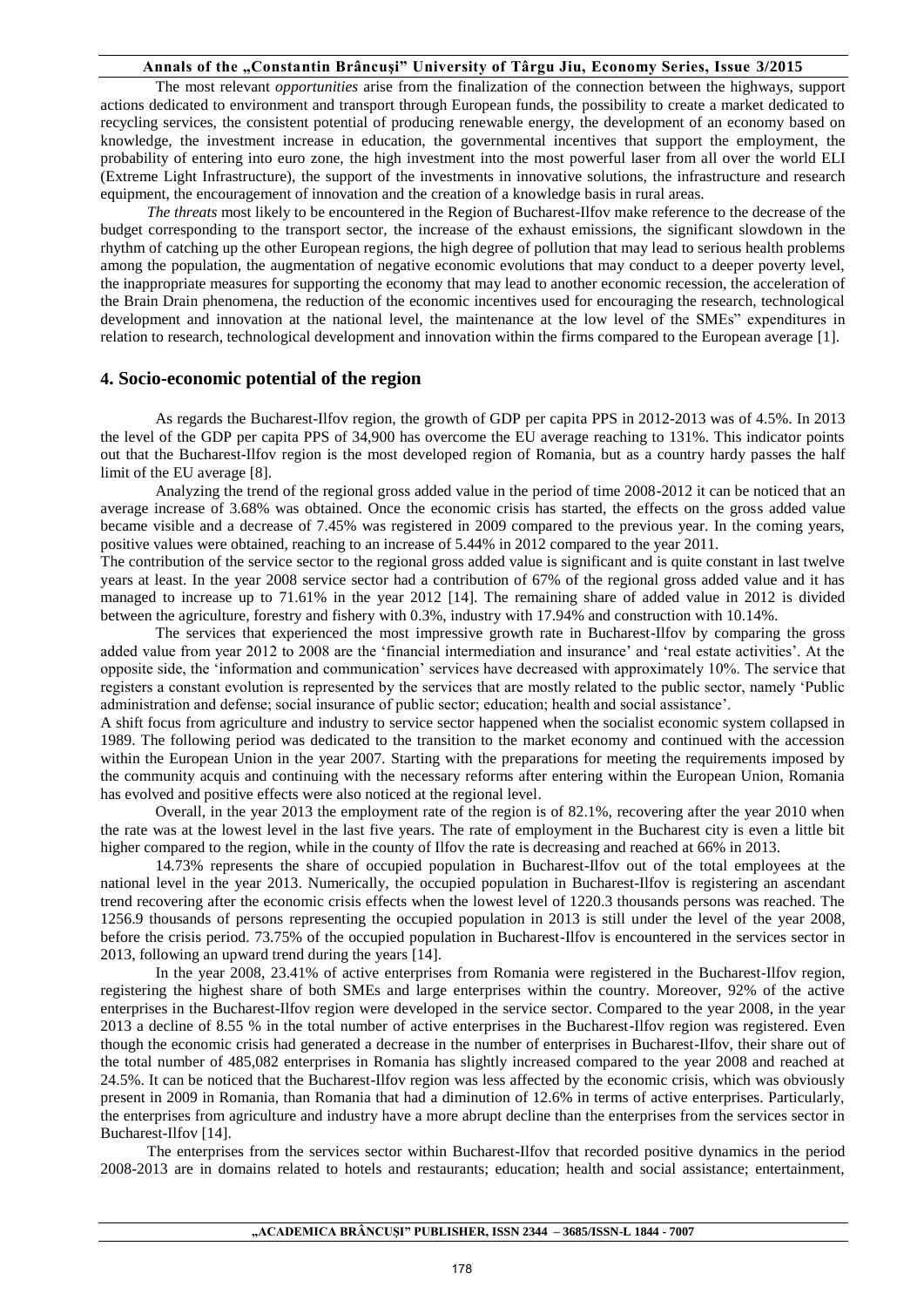The most relevant *opportunities* arise from the finalization of the connection between the highways, support actions dedicated to environment and transport through European funds, the possibility to create a market dedicated to recycling services, the consistent potential of producing renewable energy, the development of an economy based on knowledge, the investment increase in education, the governmental incentives that support the employment, the probability of entering into euro zone, the high investment into the most powerful laser from all over the world ELI (Extreme Light Infrastructure), the support of the investments in innovative solutions, the infrastructure and research equipment, the encouragement of innovation and the creation of a knowledge basis in rural areas.

*The threats* most likely to be encountered in the Region of Bucharest-Ilfov make reference to the decrease of the budget corresponding to the transport sector, the increase of the exhaust emissions, the significant slowdown in the rhythm of catching up the other European regions, the high degree of pollution that may lead to serious health problems among the population, the augmentation of negative economic evolutions that may conduct to a deeper poverty level, the inappropriate measures for supporting the economy that may lead to another economic recession, the acceleration of the Brain Drain phenomena, the reduction of the economic incentives used for encouraging the research, technological development and innovation at the national level, the maintenance at the low level of the SMEs" expenditures in relation to research, technological development and innovation within the firms compared to the European average [1].

## 4. Socio-economic potential of the region

As regards the Bucharest-Ilfov region, the growth of GDP per capita PPS in 2012-2013 was of 4.5%. In 2013 the level of the GDP per capita PPS of 34,900 has overcome the EU average reaching to 131%. This indicator points out that the Bucharest-Ilfov region is the most developed region of Romania, but as a country hardy passes the half limit of the EU average [8].

Analyzing the trend of the regional gross added value in the period of time 2008-2012 it can be noticed that an average increase of 3.68% was obtained. Once the economic crisis has started, the effects on the gross added value became visible and a decrease of 7.45% was registered in 2009 compared to the previous year. In the coming years, positive values were obtained, reaching to an increase of 5.44% in 2012 compared to the year 2011.

The contribution of the service sector to the regional gross added value is significant and is quite constant in last twelve years at least. In the year 2008 service sector had a contribution of 67% of the regional gross added value and it has managed to increase up to 71.61% in the year 2012 [14]. The remaining share of added value in 2012 is divided between the agriculture, forestry and fishery with 0.3%, industry with 17.94% and construction with 10.14%.

The services that experienced the most impressive growth rate in Bucharest-Ilfov by comparing the gross added value from year 2012 to 2008 are the 'financial intermediation and insurance' and 'real estate activities'. At the opposite side, the 'information and communication' services have decreased with approximately 10%. The service that registers a constant evolution is represented by the services that are mostly related to the public sector, namely 'Public administration and defense; social insurance of public sector; education; health and social assistance'.

A shift focus from agriculture and industry to service sector happened when the socialist economic system collapsed in 1989. The following period was dedicated to the transition to the market economy and continued with the accession within the European Union in the year 2007. Starting with the preparations for meeting the requirements imposed by the community acquis and continuing with the necessary reforms after entering within the European Union, Romania has evolved and positive effects were also noticed at the regional level.

Overall, in the year 2013 the employment rate of the region is of 82.1%, recovering after the year 2010 when the rate was at the lowest level in the last five years. The rate of employment in the Bucharest city is even a little bit higher compared to the region, while in the county of Ilfov the rate is decreasing and reached at 66% in 2013.

14.73% represents the share of occupied population in Bucharest-Ilfov out of the total employees at the national level in the year 2013. Numerically, the occupied population in Bucharest-Ilfov is registering an ascendant trend recovering after the economic crisis effects when the lowest level of 1220.3 thousands persons was reached. The 1256.9 thousands of persons representing the occupied population in 2013 is still under the level of the year 2008, before the crisis period. 73.75% of the occupied population in Bucharest-Ilfov is encountered in the services sector in 2013, following an upward trend during the years [14].

In the year 2008, 23.41% of active enterprises from Romania were registered in the Bucharest-Ilfov region, registering the highest share of both SMEs and large enterprises within the country. Moreover, 92% of the active enterprises in the Bucharest-Ilfov region were developed in the service sector. Compared to the year 2008, in the year 2013 a decline of 8.55 % in the total number of active enterprises in the Bucharest-Ilfov region was registered. Even though the economic crisis had generated a decrease in the number of enterprises in Bucharest-Ilfov, their share out of the total number of 485,082 enterprises in Romania has slightly increased compared to the year 2008 and reached at 24.5%. It can be noticed that the Bucharest-Ilfov region was less affected by the economic crisis, which was obviously present in 2009 in Romania, than Romania that had a diminution of 12.6% in terms of active enterprises. Particularly, the enterprises from agriculture and industry have a more abrupt decline than the enterprises from the services sector in Bucharest-Ilfov [14].

The enterprises from the services sector within Bucharest-Ilfov that recorded positive dynamics in the period 2008-2013 are in domains related to hotels and restaurants; education; health and social assistance; entertainment,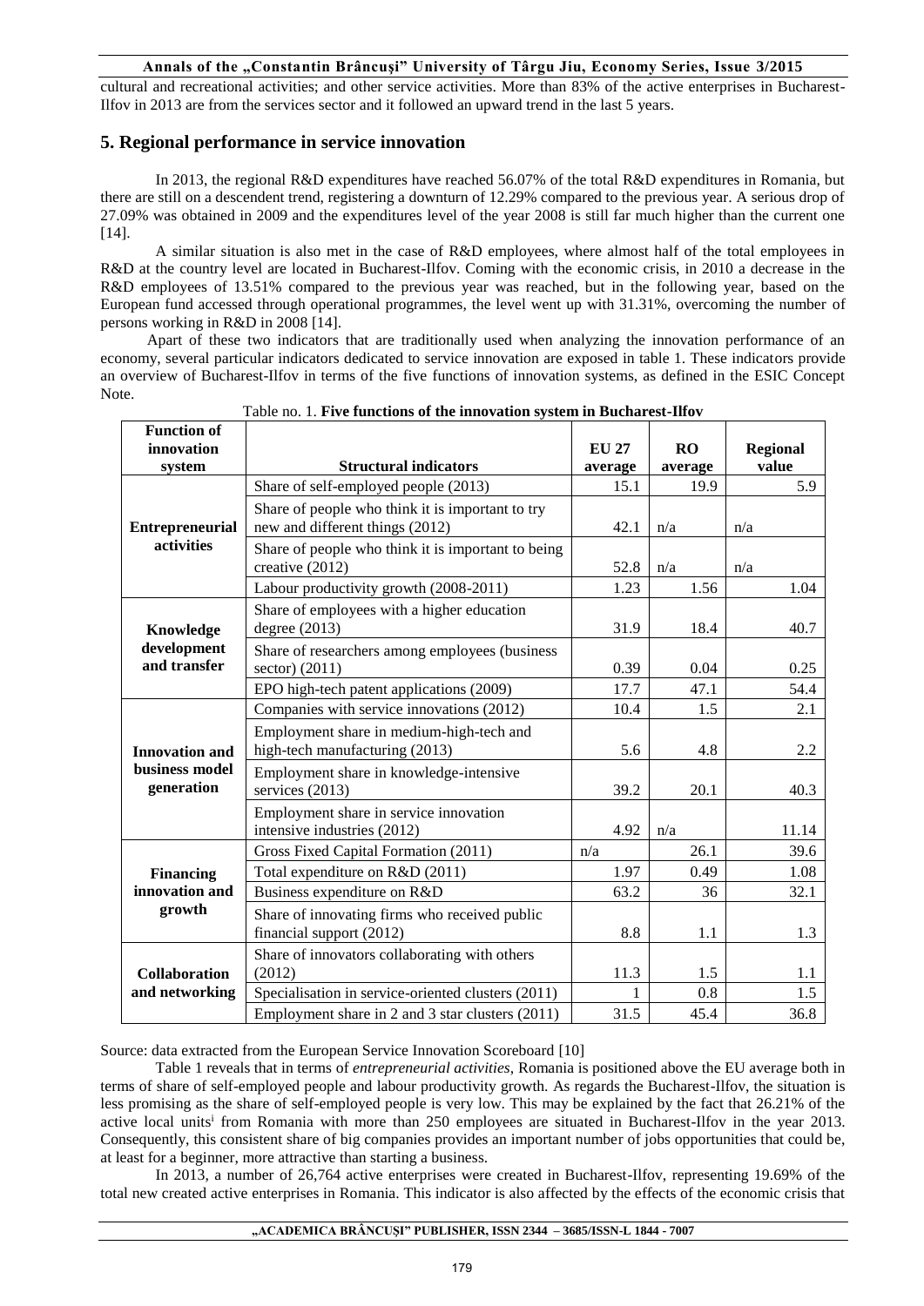cultural and recreational activities; and other service activities. More than 83% of the active enterprises in Bucharest-Ilfov in 2013 are from the services sector and it followed an upward trend in the last 5 years.

## 5. Regional performance in service innovation

In 2013, the regional R&D expenditures have reached 56.07% of the total R&D expenditures in Romania, but there are still on a descendent trend, registering a downturn of 12.29% compared to the previous year. A serious drop of 27.09% was obtained in 2009 and the expenditures level of the year 2008 is still far much higher than the current one [14].

A similar situation is also met in the case of R&D employees, where almost half of the total employees in R&D at the country level are located in Bucharest-Ilfov. Coming with the economic crisis, in 2010 a decrease in the R&D employees of 13.51% compared to the previous year was reached, but in the following year, based on the European fund accessed through operational programmes, the level went up with 31.31%, overcoming the number of persons working in R&D in 2008 [14].

Apart of these two indicators that are traditionally used when analyzing the innovation performance of an economy, several particular indicators dedicated to service innovation are exposed in table 1. These indicators provide an overview of Bucharest-Ilfov in terms of the five functions of innovation systems, as defined in the ESIC Concept Note.

Table no. 1. **Five functions of the innovation system in Bucharest-Ilfov**

| Function of innovation system | Structural indicators | EU 27 average | RO average | Regional value |
|---|---|---|---|---|
| **Entrepreneurial activities** | Share of self-employed people (2013) | 15.1 | 19.9 | 5.9 |
| | Share of people who think it is important to try new and different things (2012) | 42.1 | n/a | n/a |
| | Share of people who think it is important to being creative (2012) | 52.8 | n/a | n/a |
| | Labour productivity growth (2008-2011) | 1.23 | 1.56 | 1.04 |
| **Knowledge development and transfer** | Share of employees with a higher education degree (2013) | 31.9 | 18.4 | 40.7 |
| | Share of researchers among employees (business sector) (2011) | 0.39 | 0.04 | 0.25 |
| | EPO high-tech patent applications (2009) | 17.7 | 47.1 | 54.4 |
| **Innovation and business model generation** | Companies with service innovations (2012) | 10.4 | 1.5 | 2.1 |
| | Employment share in medium-high-tech and high-tech manufacturing (2013) | 5.6 | 4.8 | 2.2 |
| | Employment share in knowledge-intensive services (2013) | 39.2 | 20.1 | 40.3 |
| | Employment share in service innovation intensive industries (2012) | 4.92 | n/a | 11.14 |
| **Financing innovation and growth** | Gross Fixed Capital Formation (2011) | n/a | 26.1 | 39.6 |
| | Total expenditure on R&D (2011) | 1.97 | 0.49 | 1.08 |
| | Business expenditure on R&D | 63.2 | 36 | 32.1 |
| | Share of innovating firms who received public financial support (2012) | 8.8 | 1.1 | 1.3 |
| **Collaboration and networking** | Share of innovators collaborating with others (2012) | 11.3 | 1.5 | 1.1 |
| | Specialisation in service-oriented clusters (2011) | 1 | 0.8 | 1.5 |
| | Employment share in 2 and 3 star clusters (2011) | 31.5 | 45.4 | 36.8 |

Source: data extracted from the European Service Innovation Scoreboard [10]

Table 1 reveals that in terms of *entrepreneurial activities*, Romania is positioned above the EU average both in terms of share of self-employed people and labour productivity growth. As regards the Bucharest-Ilfov, the situation is less promising as the share of self-employed people is very low. This may be explained by the fact that 26.21% of the active local units[i] from Romania with more than 250 employees are situated in Bucharest-Ilfov in the year 2013. Consequently, this consistent share of big companies provides an important number of jobs opportunities that could be, at least for a beginner, more attractive than starting a business.

In 2013, a number of 26,764 active enterprises were created in Bucharest-Ilfov, representing 19.69% of the total new created active enterprises in Romania. This indicator is also affected by the effects of the economic crisis that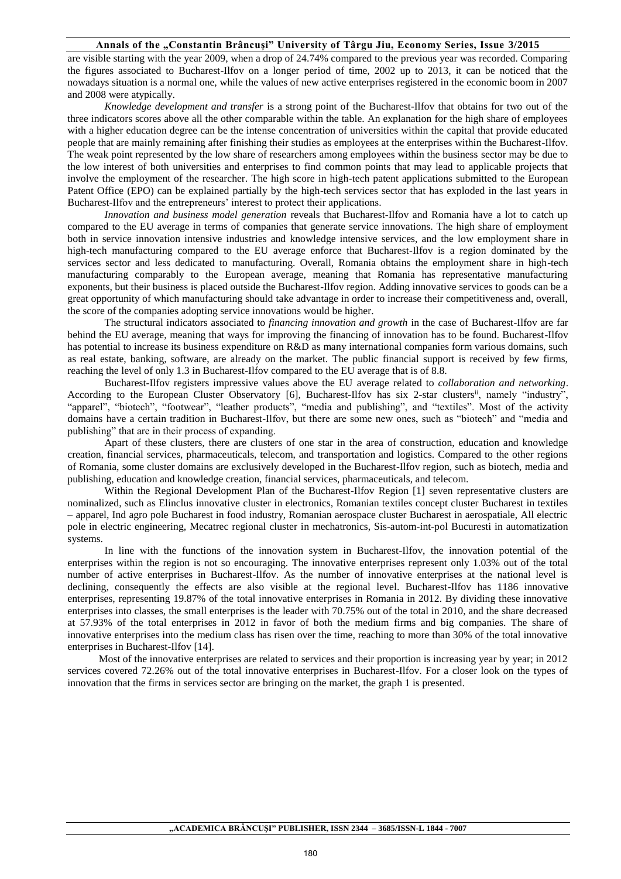are visible starting with the year 2009, when a drop of 24.74% compared to the previous year was recorded. Comparing the figures associated to Bucharest-Ilfov on a longer period of time, 2002 up to 2013, it can be noticed that the nowadays situation is a normal one, while the values of new active enterprises registered in the economic boom in 2007 and 2008 were atypically.

*Knowledge development and transfer* is a strong point of the Bucharest-Ilfov that obtains for two out of the three indicators scores above all the other comparable within the table. An explanation for the high share of employees with a higher education degree can be the intense concentration of universities within the capital that provide educated people that are mainly remaining after finishing their studies as employees at the enterprises within the Bucharest-Ilfov. The weak point represented by the low share of researchers among employees within the business sector may be due to the low interest of both universities and enterprises to find common points that may lead to applicable projects that involve the employment of the researcher. The high score in high-tech patent applications submitted to the European Patent Office (EPO) can be explained partially by the high-tech services sector that has exploded in the last years in Bucharest-Ilfov and the entrepreneurs' interest to protect their applications.

*Innovation and business model generation* reveals that Bucharest-Ilfov and Romania have a lot to catch up compared to the EU average in terms of companies that generate service innovations. The high share of employment both in service innovation intensive industries and knowledge intensive services, and the low employment share in high-tech manufacturing compared to the EU average enforce that Bucharest-Ilfov is a region dominated by the services sector and less dedicated to manufacturing. Overall, Romania obtains the employment share in high-tech manufacturing comparably to the European average, meaning that Romania has representative manufacturing exponents, but their business is placed outside the Bucharest-Ilfov region. Adding innovative services to goods can be a great opportunity of which manufacturing should take advantage in order to increase their competitiveness and, overall, the score of the companies adopting service innovations would be higher.

The structural indicators associated to *financing innovation and growth* in the case of Bucharest-Ilfov are far behind the EU average, meaning that ways for improving the financing of innovation has to be found. Bucharest-Ilfov has potential to increase its business expenditure on R&D as many international companies form various domains, such as real estate, banking, software, are already on the market. The public financial support is received by few firms, reaching the level of only 1.3 in Bucharest-Ilfov compared to the EU average that is of 8.8.

Bucharest-Ilfov registers impressive values above the EU average related to *collaboration and networking*. According to the European Cluster Observatory [6], Bucharest-Ilfov has six 2-star clusters[ii], namely "industry", "apparel", "biotech", "footwear", "leather products", "media and publishing", and "textiles". Most of the activity domains have a certain tradition in Bucharest-Ilfov, but there are some new ones, such as "biotech" and "media and publishing" that are in their process of expanding.

Apart of these clusters, there are clusters of one star in the area of construction, education and knowledge creation, financial services, pharmaceuticals, telecom, and transportation and logistics. Compared to the other regions of Romania, some cluster domains are exclusively developed in the Bucharest-Ilfov region, such as biotech, media and publishing, education and knowledge creation, financial services, pharmaceuticals, and telecom.

Within the Regional Development Plan of the Bucharest-Ilfov Region [1] seven representative clusters are nominalized, such as Elinclus innovative cluster in electronics, Romanian textiles concept cluster Bucharest in textiles – apparel, Ind agro pole Bucharest in food industry, Romanian aerospace cluster Bucharest in aerospatiale, All electric pole in electric engineering, Mecatrec regional cluster in mechatronics, Sis-autom-int-pol Bucuresti in automatization systems.

In line with the functions of the innovation system in Bucharest-Ilfov, the innovation potential of the enterprises within the region is not so encouraging. The innovative enterprises represent only 1.03% out of the total number of active enterprises in Bucharest-Ilfov. As the number of innovative enterprises at the national level is declining, consequently the effects are also visible at the regional level. Bucharest-Ilfov has 1186 innovative enterprises, representing 19.87% of the total innovative enterprises in Romania in 2012. By dividing these innovative enterprises into classes, the small enterprises is the leader with 70.75% out of the total in 2010, and the share decreased at 57.93% of the total enterprises in 2012 in favor of both the medium firms and big companies. The share of innovative enterprises into the medium class has risen over the time, reaching to more than 30% of the total innovative enterprises in Bucharest-Ilfov [14].

Most of the innovative enterprises are related to services and their proportion is increasing year by year; in 2012 services covered 72.26% out of the total innovative enterprises in Bucharest-Ilfov. For a closer look on the types of innovation that the firms in services sector are bringing on the market, the graph 1 is presented.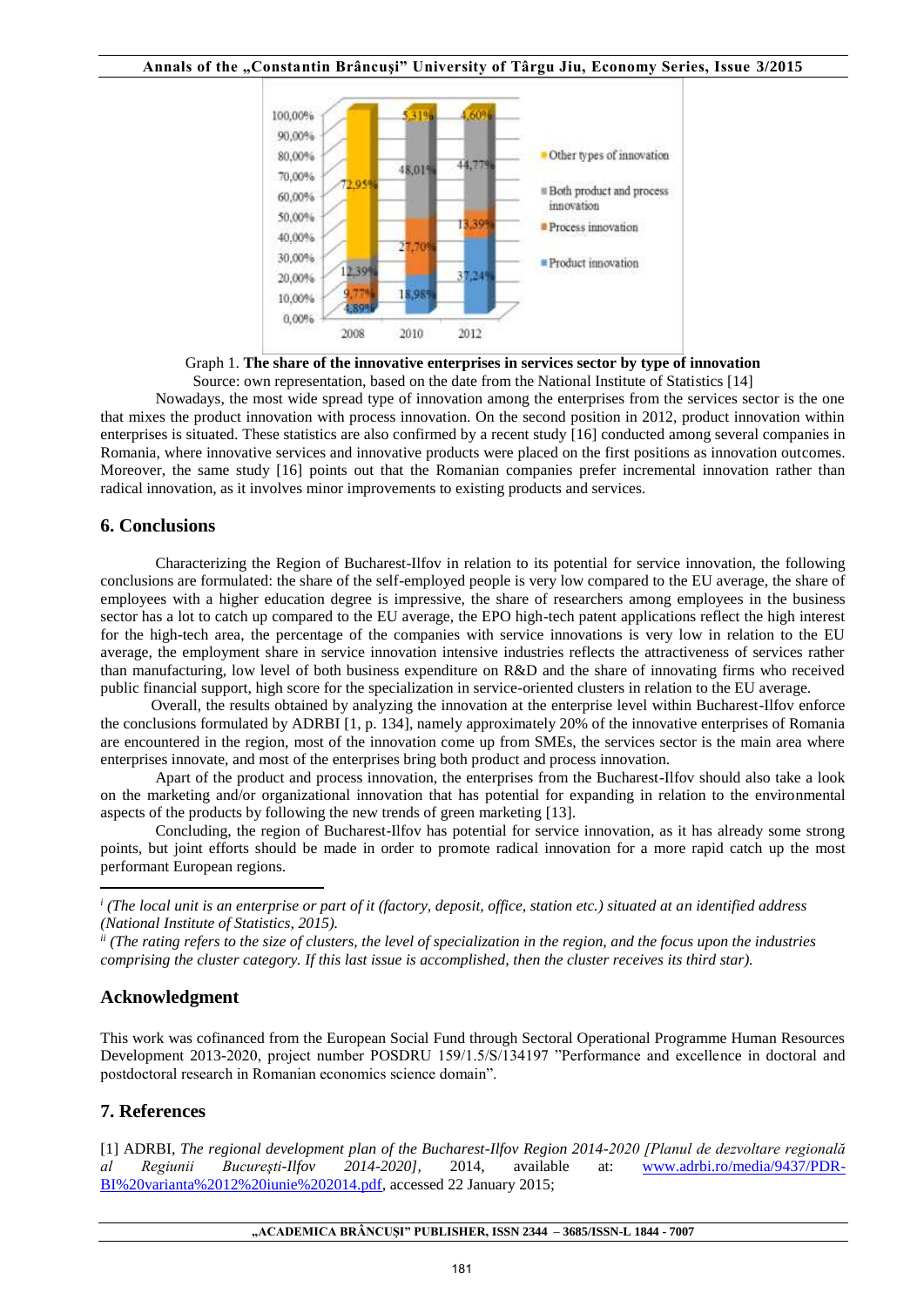Graph 1. **The share of the innovative enterprises in services sector by type of innovation**

Source: own representation, based on the date from the National Institute of Statistics [14]

Nowadays, the most wide spread type of innovation among the enterprises from the services sector is the one that mixes the product innovation with process innovation. On the second position in 2012, product innovation within enterprises is situated. These statistics are also confirmed by a recent study [16] conducted among several companies in Romania, where innovative services and innovative products were placed on the first positions as innovation outcomes. Moreover, the same study [16] points out that the Romanian companies prefer incremental innovation rather than radical innovation, as it involves minor improvements to existing products and services.

## 6. Conclusions

Characterizing the Region of Bucharest-Ilfov in relation to its potential for service innovation, the following conclusions are formulated: the share of the self-employed people is very low compared to the EU average, the share of employees with a higher education degree is impressive, the share of researchers among employees in the business sector has a lot to catch up compared to the EU average, the EPO high-tech patent applications reflect the high interest for the high-tech area, the percentage of the companies with service innovations is very low in relation to the EU average, the employment share in service innovation intensive industries reflects the attractiveness of services rather than manufacturing, low level of both business expenditure on R&D and the share of innovating firms who received public financial support, high score for the specialization in service-oriented clusters in relation to the EU average.

Overall, the results obtained by analyzing the innovation at the enterprise level within Bucharest-Ilfov enforce the conclusions formulated by ADRBI [1, p. 134], namely approximately 20% of the innovative enterprises of Romania are encountered in the region, most of the innovation come up from SMEs, the services sector is the main area where enterprises innovate, and most of the enterprises bring both product and process innovation.

Apart of the product and process innovation, the enterprises from the Bucharest-Ilfov should also take a look on the marketing and/or organizational innovation that has potential for expanding in relation to the environmental aspects of the products by following the new trends of green marketing [13].

Concluding, the region of Bucharest-Ilfov has potential for service innovation, as it has already some strong points, but joint efforts should be made in order to promote radical innovation for a more rapid catch up the most performant European regions.

---

[i] *(The local unit is an enterprise or part of it (factory, deposit, office, station etc.) situated at an identified address (National Institute of Statistics, 2015).*

[ii] *(The rating refers to the size of clusters, the level of specialization in the region, and the focus upon the industries comprising the cluster category. If this last issue is accomplished, then the cluster receives its third star).*

## Acknowledgment

This work was cofinanced from the European Social Fund through Sectoral Operational Programme Human Resources Development 2013-2020, project number POSDRU 159/1.5/S/134197 "Performance and excellence in doctoral and postdoctoral research in Romanian economics science domain".

## 7. References

[1] ADRBI, *The regional development plan of the Bucharest-Ilfov Region 2014-2020 [Planul de dezvoltare regională al Regiunii București-Ilfov 2014-2020]*, 2014, available at: www.adrbi.ro/media/9437/PDR-BI%20varianta%2012%20iunie%202014.pdf, accessed 22 January 2015;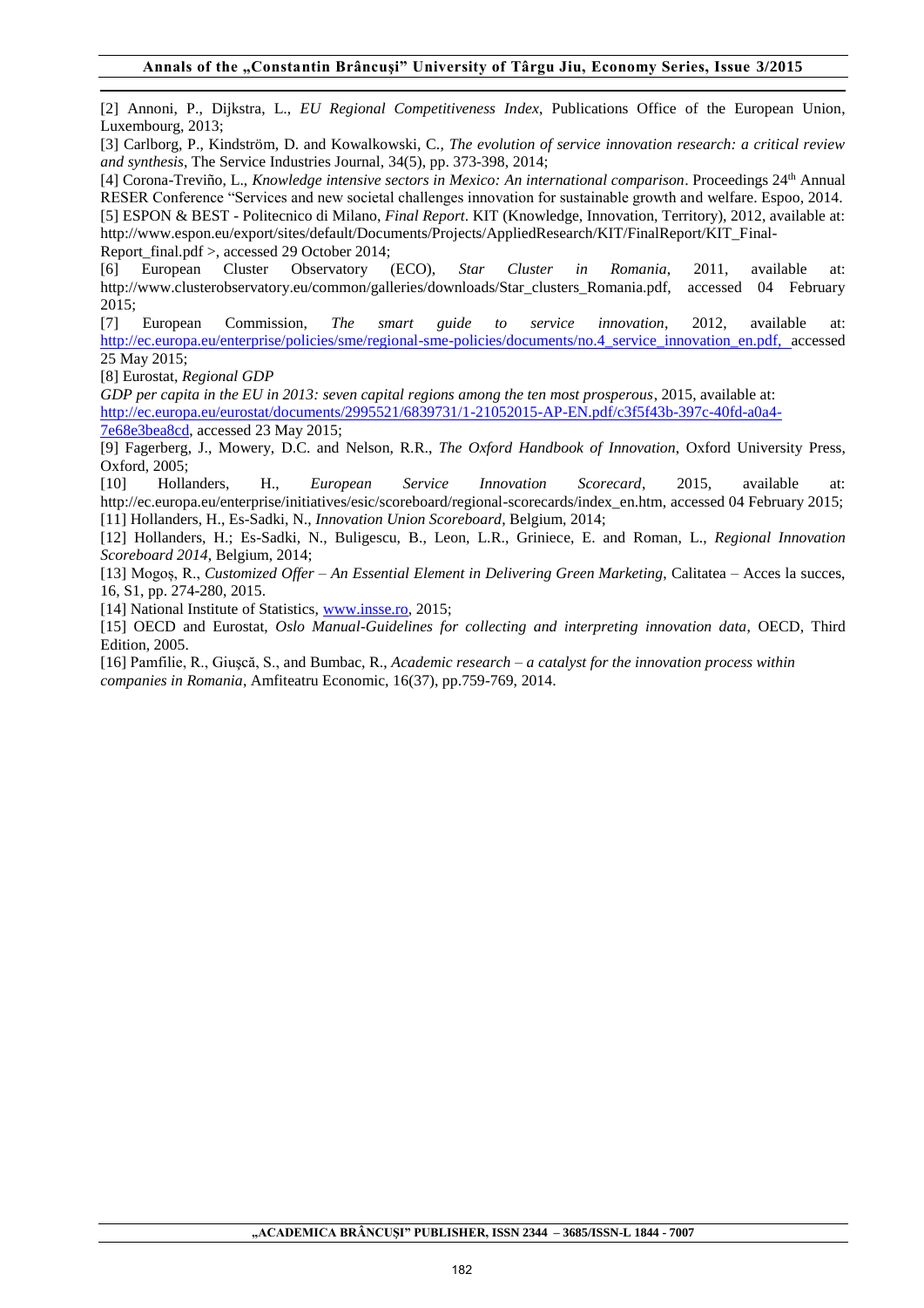[2] Annoni, P., Dijkstra, L., *EU Regional Competitiveness Index*, Publications Office of the European Union, Luxembourg, 2013;

[3] Carlborg, P., Kindström, D. and Kowalkowski, C., *The evolution of service innovation research: a critical review and synthesis*, The Service Industries Journal, 34(5), pp. 373-398, 2014;

[4] Corona-Treviño, L., *Knowledge intensive sectors in Mexico: An international comparison*. Proceedings 24th Annual RESER Conference "Services and new societal challenges innovation for sustainable growth and welfare. Espoo, 2014.

[5] ESPON & BEST - Politecnico di Milano, *Final Report*. KIT (Knowledge, Innovation, Territory), 2012, available at: http://www.espon.eu/export/sites/default/Documents/Projects/AppliedResearch/KIT/FinalReport/KIT_Final-Report_final.pdf >, accessed 29 October 2014;

[6] European Cluster Observatory (ECO), *Star Cluster in Romania*, 2011, available at: http://www.clusterobservatory.eu/common/galleries/downloads/Star_clusters_Romania.pdf, accessed 04 February 2015;

[7] European Commission, *The smart guide to service innovation*, 2012, available at: http://ec.europa.eu/enterprise/policies/sme/regional-sme-policies/documents/no.4_service_innovation_en.pdf, accessed 25 May 2015;

[8] Eurostat, *Regional GDP*
*GDP per capita in the EU in 2013: seven capital regions among the ten most prosperous*, 2015, available at: http://ec.europa.eu/eurostat/documents/2995521/6839731/1-21052015-AP-EN.pdf/c3f5f43b-397c-40fd-a0a4-7e68e3bea8cd, accessed 23 May 2015;

[9] Fagerberg, J., Mowery, D.C. and Nelson, R.R., *The Oxford Handbook of Innovation*, Oxford University Press, Oxford, 2005;

[10] Hollanders, H., *European Service Innovation Scorecard*, 2015, available at: http://ec.europa.eu/enterprise/initiatives/esic/scoreboard/regional-scorecards/index_en.htm, accessed 04 February 2015;

[11] Hollanders, H., Es-Sadki, N., *Innovation Union Scoreboard*, Belgium, 2014;

[12] Hollanders, H.; Es-Sadki, N., Buligescu, B., Leon, L.R., Griniece, E. and Roman, L., *Regional Innovation Scoreboard 2014*, Belgium, 2014;

[13] Mogoș, R., *Customized Offer – An Essential Element in Delivering Green Marketing*, Calitatea – Acces la succes, 16, S1, pp. 274-280, 2015.

[14] National Institute of Statistics, www.insse.ro, 2015;

[15] OECD and Eurostat, *Oslo Manual-Guidelines for collecting and interpreting innovation data*, OECD, Third Edition, 2005.

[16] Pamfilie, R., Giușcă, S., and Bumbac, R., *Academic research – a catalyst for the innovation process within companies in Romania*, Amfiteatru Economic, 16(37), pp.759-769, 2014.